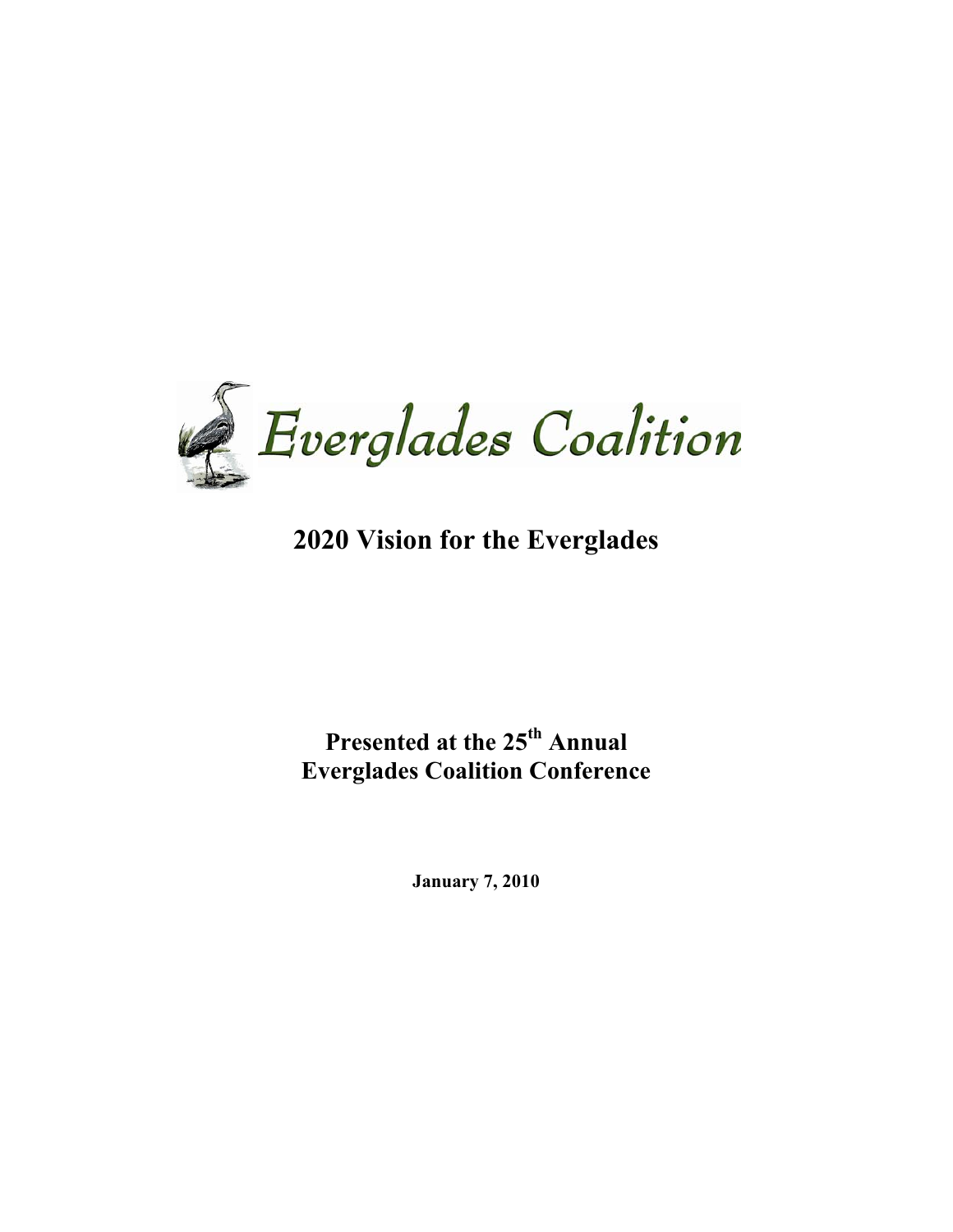Everglades Coalition

# 2020 Vision for the Everglades

**Presented at the 25th Annual Everglades Coalition Conference**

**January 7, 2010**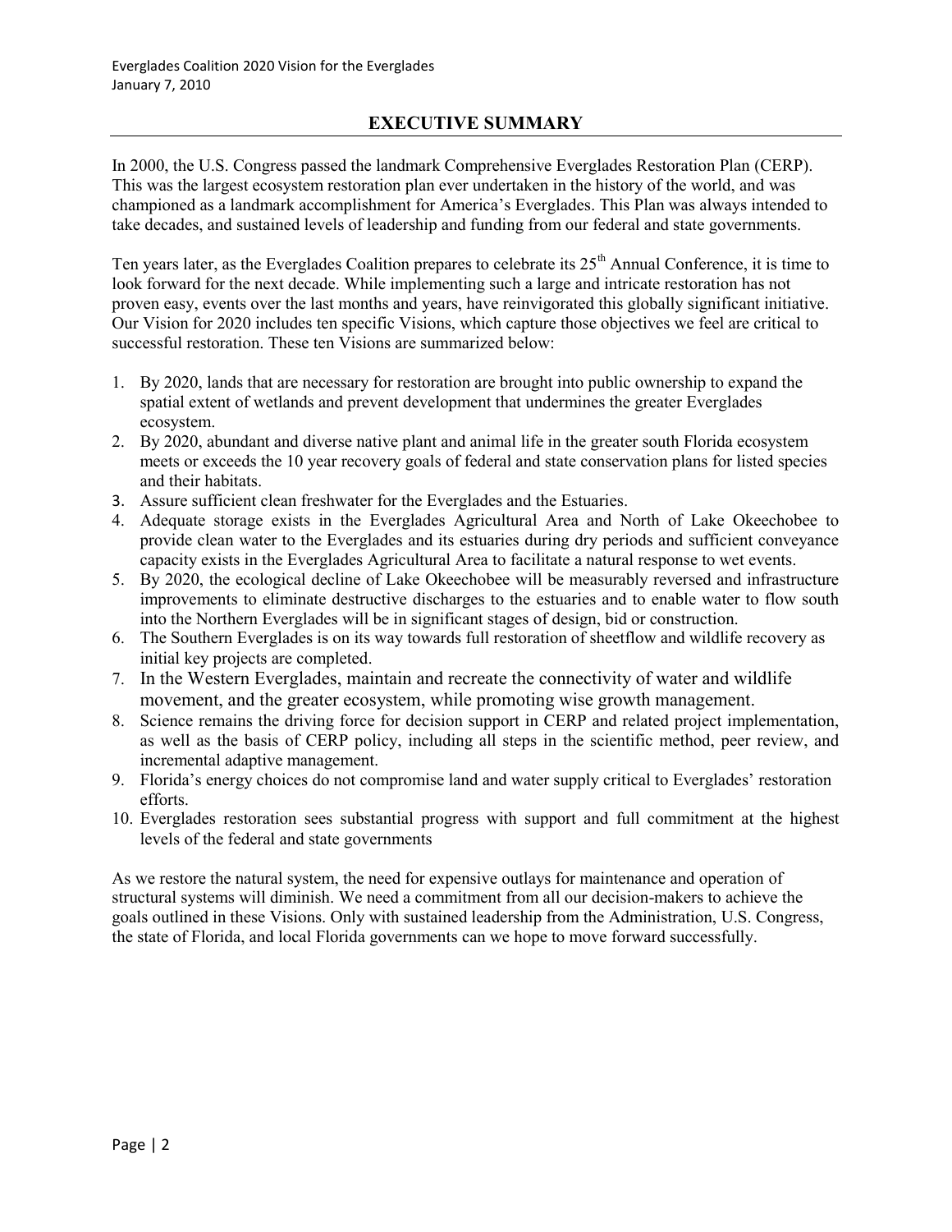## EXECUTIVE SUMMARY

In 2000, the U.S. Congress passed the landmark Comprehensive Everglades Restoration Plan (CERP). This was the largest ecosystem restoration plan ever undertaken in the history of the world, and was championed as a landmark accomplishment for America's Everglades. This Plan was always intended to take decades, and sustained levels of leadership and funding from our federal and state governments.

Ten years later, as the Everglades Coalition prepares to celebrate its 25th Annual Conference, it is time to look forward for the next decade. While implementing such a large and intricate restoration has not proven easy, events over the last months and years, have reinvigorated this globally significant initiative. Our Vision for 2020 includes ten specific Visions, which capture those objectives we feel are critical to successful restoration. These ten Visions are summarized below:

1. By 2020, lands that are necessary for restoration are brought into public ownership to expand the spatial extent of wetlands and prevent development that undermines the greater Everglades ecosystem.
2. By 2020, abundant and diverse native plant and animal life in the greater south Florida ecosystem meets or exceeds the 10 year recovery goals of federal and state conservation plans for listed species and their habitats.
3. Assure sufficient clean freshwater for the Everglades and the Estuaries.
4. Adequate storage exists in the Everglades Agricultural Area and North of Lake Okeechobee to provide clean water to the Everglades and its estuaries during dry periods and sufficient conveyance capacity exists in the Everglades Agricultural Area to facilitate a natural response to wet events.
5. By 2020, the ecological decline of Lake Okeechobee will be measurably reversed and infrastructure improvements to eliminate destructive discharges to the estuaries and to enable water to flow south into the Northern Everglades will be in significant stages of design, bid or construction.
6. The Southern Everglades is on its way towards full restoration of sheetflow and wildlife recovery as initial key projects are completed.
7. In the Western Everglades, maintain and recreate the connectivity of water and wildlife movement, and the greater ecosystem, while promoting wise growth management.
8. Science remains the driving force for decision support in CERP and related project implementation, as well as the basis of CERP policy, including all steps in the scientific method, peer review, and incremental adaptive management.
9. Florida's energy choices do not compromise land and water supply critical to Everglades' restoration efforts.
10. Everglades restoration sees substantial progress with support and full commitment at the highest levels of the federal and state governments

As we restore the natural system, the need for expensive outlays for maintenance and operation of structural systems will diminish. We need a commitment from all our decision-makers to achieve the goals outlined in these Visions. Only with sustained leadership from the Administration, U.S. Congress, the state of Florida, and local Florida governments can we hope to move forward successfully.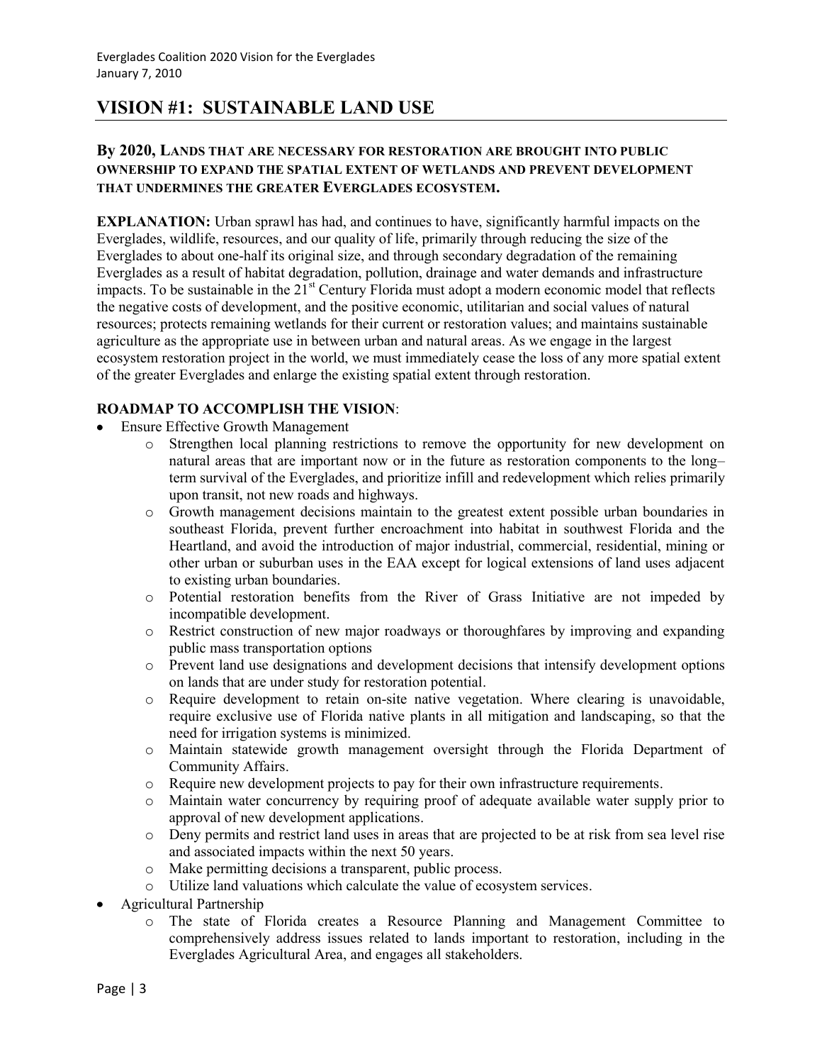# VISION #1: SUSTAINABLE LAND USE

### By 2020, LANDS THAT ARE NECESSARY FOR RESTORATION ARE BROUGHT INTO PUBLIC OWNERSHIP TO EXPAND THE SPATIAL EXTENT OF WETLANDS AND PREVENT DEVELOPMENT THAT UNDERMINES THE GREATER EVERGLADES ECOSYSTEM.

**EXPLANATION:** Urban sprawl has had, and continues to have, significantly harmful impacts on the Everglades, wildlife, resources, and our quality of life, primarily through reducing the size of the Everglades to about one-half its original size, and through secondary degradation of the remaining Everglades as a result of habitat degradation, pollution, drainage and water demands and infrastructure impacts. To be sustainable in the 21st Century Florida must adopt a modern economic model that reflects the negative costs of development, and the positive economic, utilitarian and social values of natural resources; protects remaining wetlands for their current or restoration values; and maintains sustainable agriculture as the appropriate use in between urban and natural areas. As we engage in the largest ecosystem restoration project in the world, we must immediately cease the loss of any more spatial extent of the greater Everglades and enlarge the existing spatial extent through restoration.

**ROADMAP TO ACCOMPLISH THE VISION**:

- Ensure Effective Growth Management
  - Strengthen local planning restrictions to remove the opportunity for new development on natural areas that are important now or in the future as restoration components to the long–term survival of the Everglades, and prioritize infill and redevelopment which relies primarily upon transit, not new roads and highways.
  - Growth management decisions maintain to the greatest extent possible urban boundaries in southeast Florida, prevent further encroachment into habitat in southwest Florida and the Heartland, and avoid the introduction of major industrial, commercial, residential, mining or other urban or suburban uses in the EAA except for logical extensions of land uses adjacent to existing urban boundaries.
  - Potential restoration benefits from the River of Grass Initiative are not impeded by incompatible development.
  - Restrict construction of new major roadways or thoroughfares by improving and expanding public mass transportation options
  - Prevent land use designations and development decisions that intensify development options on lands that are under study for restoration potential.
  - Require development to retain on-site native vegetation. Where clearing is unavoidable, require exclusive use of Florida native plants in all mitigation and landscaping, so that the need for irrigation systems is minimized.
  - Maintain statewide growth management oversight through the Florida Department of Community Affairs.
  - Require new development projects to pay for their own infrastructure requirements.
  - Maintain water concurrency by requiring proof of adequate available water supply prior to approval of new development applications.
  - Deny permits and restrict land uses in areas that are projected to be at risk from sea level rise and associated impacts within the next 50 years.
  - Make permitting decisions a transparent, public process.
  - Utilize land valuations which calculate the value of ecosystem services.
- Agricultural Partnership
  - The state of Florida creates a Resource Planning and Management Committee to comprehensively address issues related to lands important to restoration, including in the Everglades Agricultural Area, and engages all stakeholders.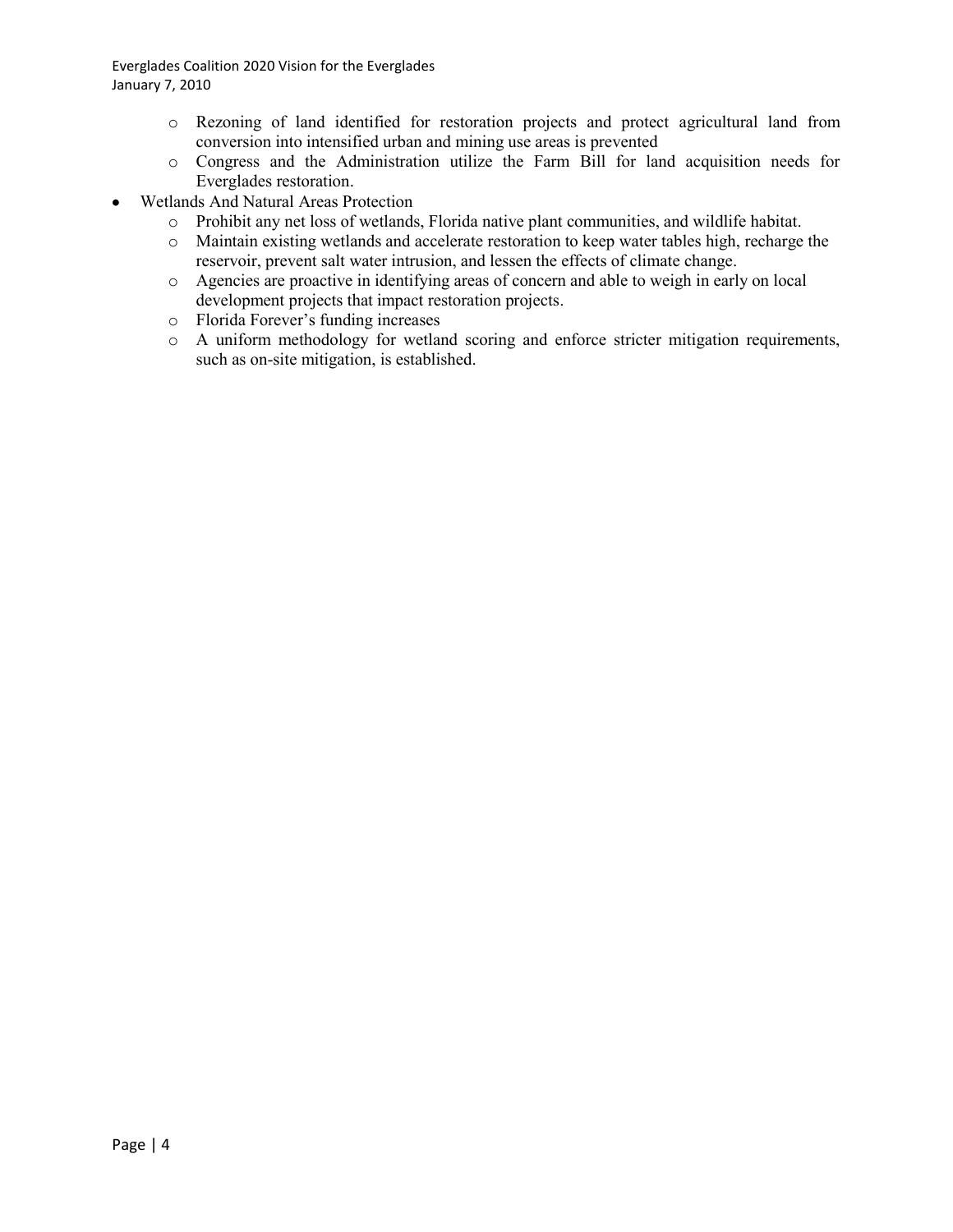- Rezoning of land identified for restoration projects and protect agricultural land from conversion into intensified urban and mining use areas is prevented
  - Congress and the Administration utilize the Farm Bill for land acquisition needs for Everglades restoration.
- Wetlands And Natural Areas Protection
  - Prohibit any net loss of wetlands, Florida native plant communities, and wildlife habitat.
  - Maintain existing wetlands and accelerate restoration to keep water tables high, recharge the reservoir, prevent salt water intrusion, and lessen the effects of climate change.
  - Agencies are proactive in identifying areas of concern and able to weigh in early on local development projects that impact restoration projects.
  - Florida Forever's funding increases
  - A uniform methodology for wetland scoring and enforce stricter mitigation requirements, such as on-site mitigation, is established.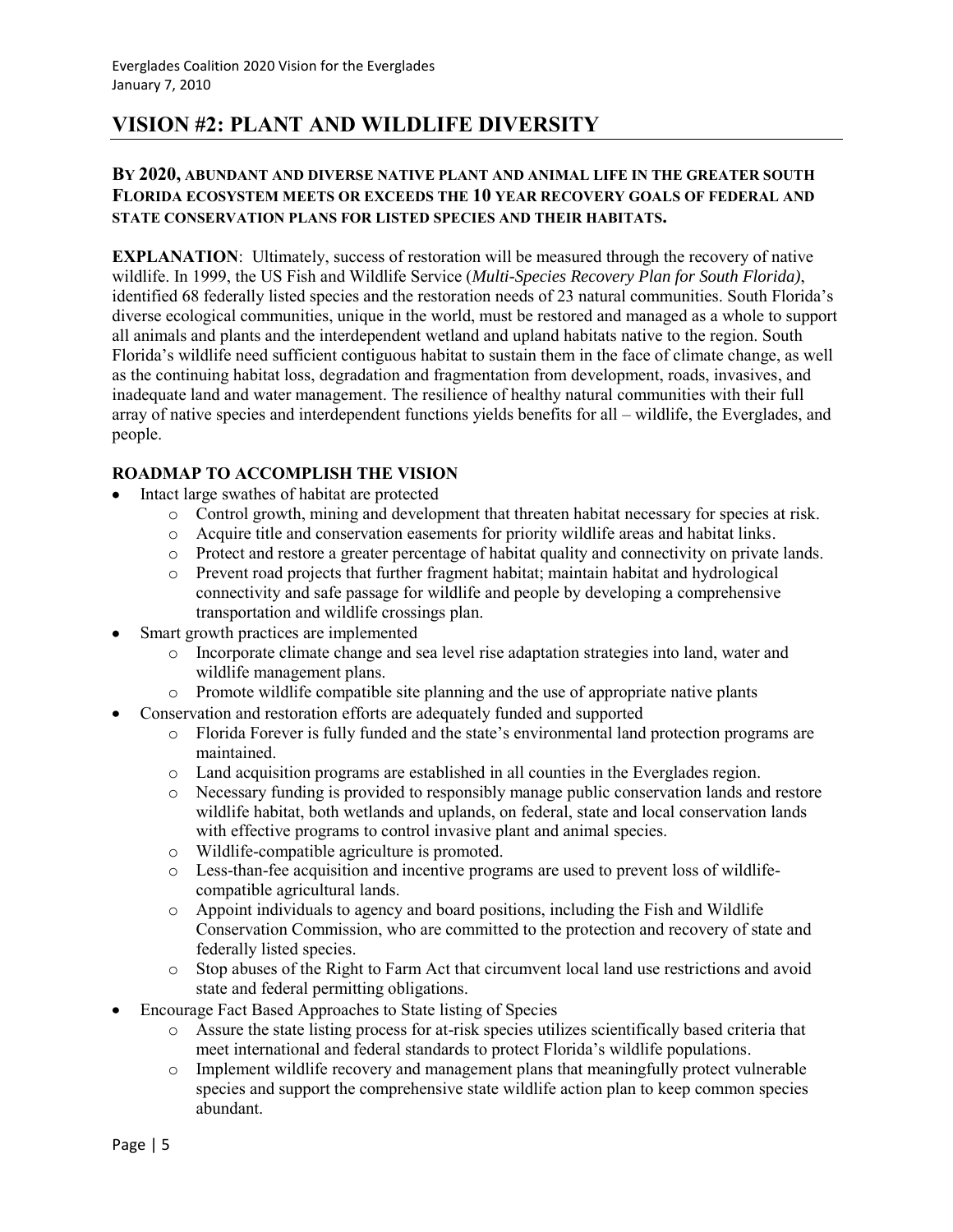## VISION #2: PLANT AND WILDLIFE DIVERSITY

### BY 2020, ABUNDANT AND DIVERSE NATIVE PLANT AND ANIMAL LIFE IN THE GREATER SOUTH FLORIDA ECOSYSTEM MEETS OR EXCEEDS THE 10 YEAR RECOVERY GOALS OF FEDERAL AND STATE CONSERVATION PLANS FOR LISTED SPECIES AND THEIR HABITATS.

**EXPLANATION**: Ultimately, success of restoration will be measured through the recovery of native wildlife. In 1999, the US Fish and Wildlife Service (*Multi-Species Recovery Plan for South Florida)*, identified 68 federally listed species and the restoration needs of 23 natural communities. South Florida's diverse ecological communities, unique in the world, must be restored and managed as a whole to support all animals and plants and the interdependent wetland and upland habitats native to the region. South Florida's wildlife need sufficient contiguous habitat to sustain them in the face of climate change, as well as the continuing habitat loss, degradation and fragmentation from development, roads, invasives, and inadequate land and water management. The resilience of healthy natural communities with their full array of native species and interdependent functions yields benefits for all – wildlife, the Everglades, and people.

**ROADMAP TO ACCOMPLISH THE VISION**

- Intact large swathes of habitat are protected
  - Control growth, mining and development that threaten habitat necessary for species at risk.
  - Acquire title and conservation easements for priority wildlife areas and habitat links.
  - Protect and restore a greater percentage of habitat quality and connectivity on private lands.
  - Prevent road projects that further fragment habitat; maintain habitat and hydrological connectivity and safe passage for wildlife and people by developing a comprehensive transportation and wildlife crossings plan.
- Smart growth practices are implemented
  - Incorporate climate change and sea level rise adaptation strategies into land, water and wildlife management plans.
  - Promote wildlife compatible site planning and the use of appropriate native plants
- Conservation and restoration efforts are adequately funded and supported
  - Florida Forever is fully funded and the state's environmental land protection programs are maintained.
  - Land acquisition programs are established in all counties in the Everglades region.
  - Necessary funding is provided to responsibly manage public conservation lands and restore wildlife habitat, both wetlands and uplands, on federal, state and local conservation lands with effective programs to control invasive plant and animal species.
  - Wildlife-compatible agriculture is promoted.
  - Less-than-fee acquisition and incentive programs are used to prevent loss of wildlife-compatible agricultural lands.
  - Appoint individuals to agency and board positions, including the Fish and Wildlife Conservation Commission, who are committed to the protection and recovery of state and federally listed species.
  - Stop abuses of the Right to Farm Act that circumvent local land use restrictions and avoid state and federal permitting obligations.
- Encourage Fact Based Approaches to State listing of Species
  - Assure the state listing process for at-risk species utilizes scientifically based criteria that meet international and federal standards to protect Florida's wildlife populations.
  - Implement wildlife recovery and management plans that meaningfully protect vulnerable species and support the comprehensive state wildlife action plan to keep common species abundant.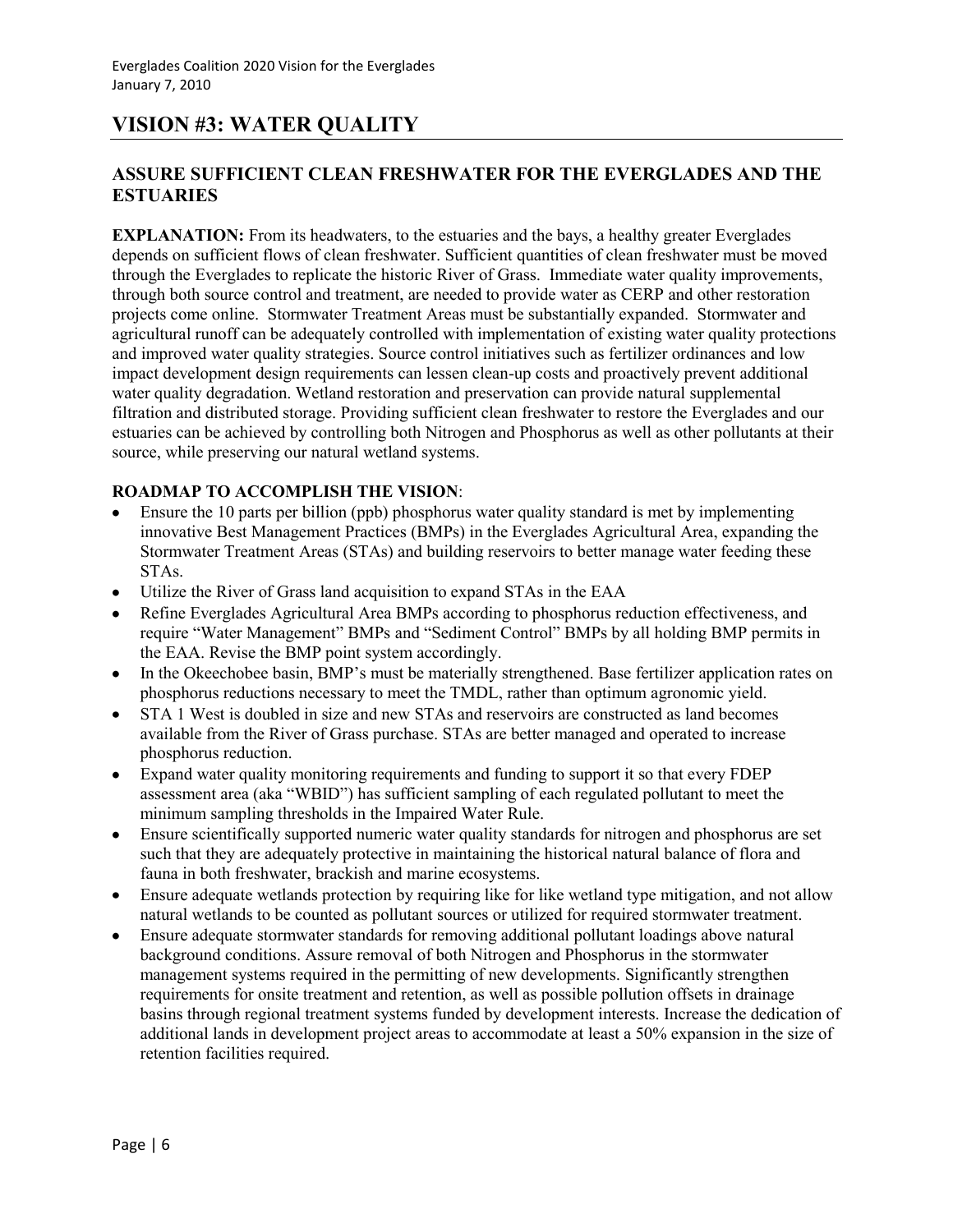# VISION #3: WATER QUALITY

## ASSURE SUFFICIENT CLEAN FRESHWATER FOR THE EVERGLADES AND THE ESTUARIES

**EXPLANATION:** From its headwaters, to the estuaries and the bays, a healthy greater Everglades depends on sufficient flows of clean freshwater. Sufficient quantities of clean freshwater must be moved through the Everglades to replicate the historic River of Grass. Immediate water quality improvements, through both source control and treatment, are needed to provide water as CERP and other restoration projects come online. Stormwater Treatment Areas must be substantially expanded. Stormwater and agricultural runoff can be adequately controlled with implementation of existing water quality protections and improved water quality strategies. Source control initiatives such as fertilizer ordinances and low impact development design requirements can lessen clean-up costs and proactively prevent additional water quality degradation. Wetland restoration and preservation can provide natural supplemental filtration and distributed storage. Providing sufficient clean freshwater to restore the Everglades and our estuaries can be achieved by controlling both Nitrogen and Phosphorus as well as other pollutants at their source, while preserving our natural wetland systems.

**ROADMAP TO ACCOMPLISH THE VISION**:

- Ensure the 10 parts per billion (ppb) phosphorus water quality standard is met by implementing innovative Best Management Practices (BMPs) in the Everglades Agricultural Area, expanding the Stormwater Treatment Areas (STAs) and building reservoirs to better manage water feeding these STAs.
- Utilize the River of Grass land acquisition to expand STAs in the EAA
- Refine Everglades Agricultural Area BMPs according to phosphorus reduction effectiveness, and require "Water Management" BMPs and "Sediment Control" BMPs by all holding BMP permits in the EAA. Revise the BMP point system accordingly.
- In the Okeechobee basin, BMP's must be materially strengthened. Base fertilizer application rates on phosphorus reductions necessary to meet the TMDL, rather than optimum agronomic yield.
- STA 1 West is doubled in size and new STAs and reservoirs are constructed as land becomes available from the River of Grass purchase. STAs are better managed and operated to increase phosphorus reduction.
- Expand water quality monitoring requirements and funding to support it so that every FDEP assessment area (aka "WBID") has sufficient sampling of each regulated pollutant to meet the minimum sampling thresholds in the Impaired Water Rule.
- Ensure scientifically supported numeric water quality standards for nitrogen and phosphorus are set such that they are adequately protective in maintaining the historical natural balance of flora and fauna in both freshwater, brackish and marine ecosystems.
- Ensure adequate wetlands protection by requiring like for like wetland type mitigation, and not allow natural wetlands to be counted as pollutant sources or utilized for required stormwater treatment.
- Ensure adequate stormwater standards for removing additional pollutant loadings above natural background conditions. Assure removal of both Nitrogen and Phosphorus in the stormwater management systems required in the permitting of new developments. Significantly strengthen requirements for onsite treatment and retention, as well as possible pollution offsets in drainage basins through regional treatment systems funded by development interests. Increase the dedication of additional lands in development project areas to accommodate at least a 50% expansion in the size of retention facilities required.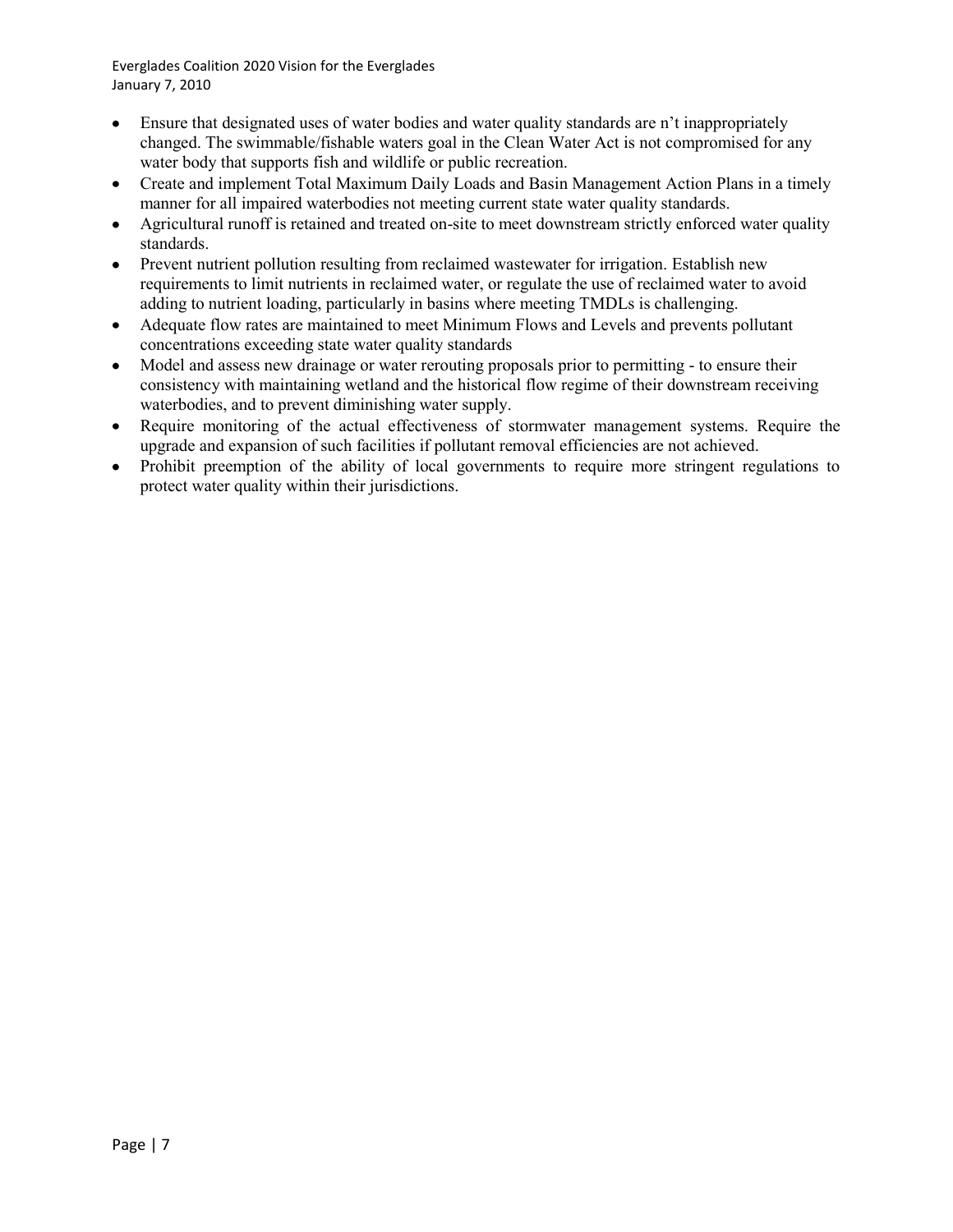- Ensure that designated uses of water bodies and water quality standards are n't inappropriately changed. The swimmable/fishable waters goal in the Clean Water Act is not compromised for any water body that supports fish and wildlife or public recreation.
- Create and implement Total Maximum Daily Loads and Basin Management Action Plans in a timely manner for all impaired waterbodies not meeting current state water quality standards.
- Agricultural runoff is retained and treated on-site to meet downstream strictly enforced water quality standards.
- Prevent nutrient pollution resulting from reclaimed wastewater for irrigation. Establish new requirements to limit nutrients in reclaimed water, or regulate the use of reclaimed water to avoid adding to nutrient loading, particularly in basins where meeting TMDLs is challenging.
- Adequate flow rates are maintained to meet Minimum Flows and Levels and prevents pollutant concentrations exceeding state water quality standards
- Model and assess new drainage or water rerouting proposals prior to permitting - to ensure their consistency with maintaining wetland and the historical flow regime of their downstream receiving waterbodies, and to prevent diminishing water supply.
- Require monitoring of the actual effectiveness of stormwater management systems. Require the upgrade and expansion of such facilities if pollutant removal efficiencies are not achieved.
- Prohibit preemption of the ability of local governments to require more stringent regulations to protect water quality within their jurisdictions.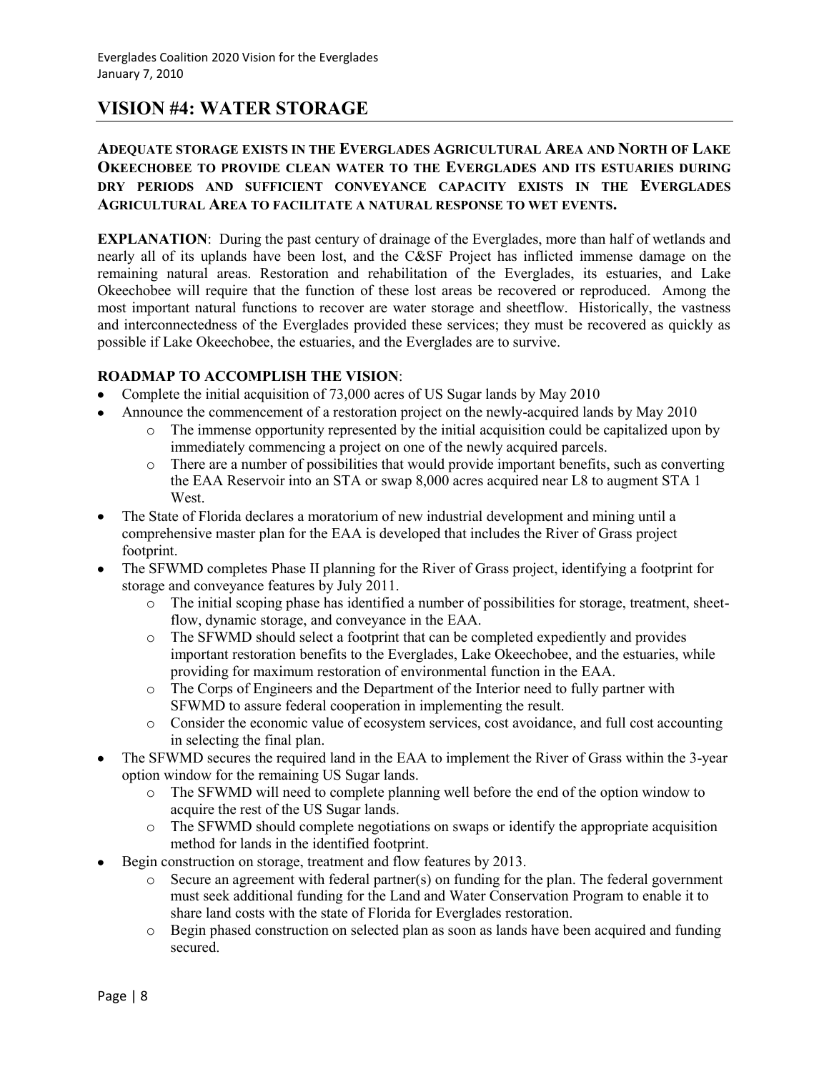## VISION #4: WATER STORAGE

**ADEQUATE STORAGE EXISTS IN THE EVERGLADES AGRICULTURAL AREA AND NORTH OF LAKE OKEECHOBEE TO PROVIDE CLEAN WATER TO THE EVERGLADES AND ITS ESTUARIES DURING DRY PERIODS AND SUFFICIENT CONVEYANCE CAPACITY EXISTS IN THE EVERGLADES AGRICULTURAL AREA TO FACILITATE A NATURAL RESPONSE TO WET EVENTS.**

**EXPLANATION**: During the past century of drainage of the Everglades, more than half of wetlands and nearly all of its uplands have been lost, and the C&SF Project has inflicted immense damage on the remaining natural areas. Restoration and rehabilitation of the Everglades, its estuaries, and Lake Okeechobee will require that the function of these lost areas be recovered or reproduced. Among the most important natural functions to recover are water storage and sheetflow. Historically, the vastness and interconnectedness of the Everglades provided these services; they must be recovered as quickly as possible if Lake Okeechobee, the estuaries, and the Everglades are to survive.

**ROADMAP TO ACCOMPLISH THE VISION**:

- Complete the initial acquisition of 73,000 acres of US Sugar lands by May 2010
- Announce the commencement of a restoration project on the newly-acquired lands by May 2010
  - The immense opportunity represented by the initial acquisition could be capitalized upon by immediately commencing a project on one of the newly acquired parcels.
  - There are a number of possibilities that would provide important benefits, such as converting the EAA Reservoir into an STA or swap 8,000 acres acquired near L8 to augment STA 1 West.
- The State of Florida declares a moratorium of new industrial development and mining until a comprehensive master plan for the EAA is developed that includes the River of Grass project footprint.
- The SFWMD completes Phase II planning for the River of Grass project, identifying a footprint for storage and conveyance features by July 2011.
  - The initial scoping phase has identified a number of possibilities for storage, treatment, sheet-flow, dynamic storage, and conveyance in the EAA.
  - The SFWMD should select a footprint that can be completed expediently and provides important restoration benefits to the Everglades, Lake Okeechobee, and the estuaries, while providing for maximum restoration of environmental function in the EAA.
  - The Corps of Engineers and the Department of the Interior need to fully partner with SFWMD to assure federal cooperation in implementing the result.
  - Consider the economic value of ecosystem services, cost avoidance, and full cost accounting in selecting the final plan.
- The SFWMD secures the required land in the EAA to implement the River of Grass within the 3-year option window for the remaining US Sugar lands.
  - The SFWMD will need to complete planning well before the end of the option window to acquire the rest of the US Sugar lands.
  - The SFWMD should complete negotiations on swaps or identify the appropriate acquisition method for lands in the identified footprint.
- Begin construction on storage, treatment and flow features by 2013.
  - Secure an agreement with federal partner(s) on funding for the plan. The federal government must seek additional funding for the Land and Water Conservation Program to enable it to share land costs with the state of Florida for Everglades restoration.
  - Begin phased construction on selected plan as soon as lands have been acquired and funding secured.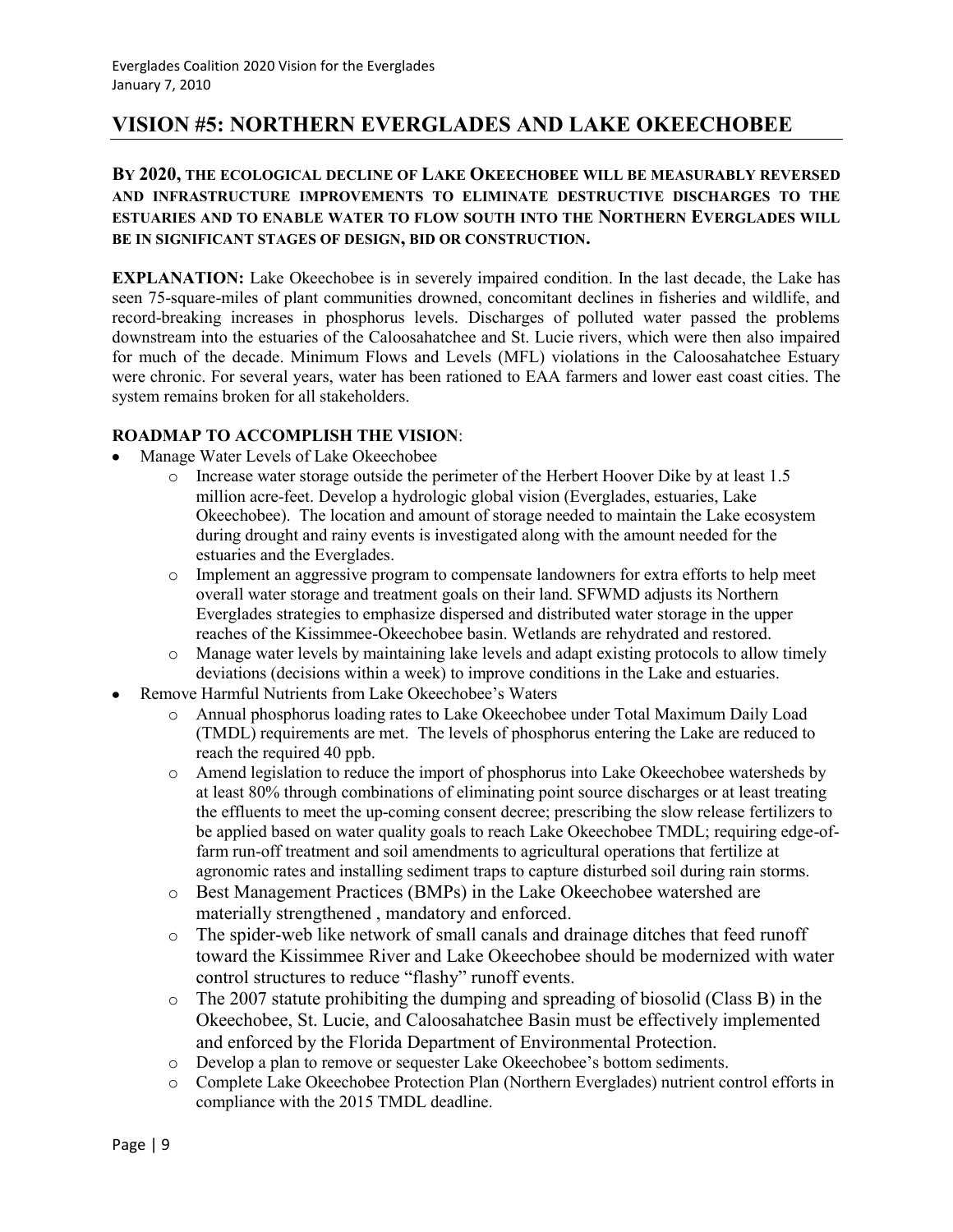## VISION #5: NORTHERN EVERGLADES AND LAKE OKEECHOBEE

**BY 2020, THE ECOLOGICAL DECLINE OF LAKE OKEECHOBEE WILL BE MEASURABLY REVERSED AND INFRASTRUCTURE IMPROVEMENTS TO ELIMINATE DESTRUCTIVE DISCHARGES TO THE ESTUARIES AND TO ENABLE WATER TO FLOW SOUTH INTO THE NORTHERN EVERGLADES WILL BE IN SIGNIFICANT STAGES OF DESIGN, BID OR CONSTRUCTION.**

**EXPLANATION:** Lake Okeechobee is in severely impaired condition. In the last decade, the Lake has seen 75-square-miles of plant communities drowned, concomitant declines in fisheries and wildlife, and record-breaking increases in phosphorus levels. Discharges of polluted water passed the problems downstream into the estuaries of the Caloosahatchee and St. Lucie rivers, which were then also impaired for much of the decade. Minimum Flows and Levels (MFL) violations in the Caloosahatchee Estuary were chronic. For several years, water has been rationed to EAA farmers and lower east coast cities. The system remains broken for all stakeholders.

**ROADMAP TO ACCOMPLISH THE VISION**:

- Manage Water Levels of Lake Okeechobee
    - Increase water storage outside the perimeter of the Herbert Hoover Dike by at least 1.5 million acre-feet. Develop a hydrologic global vision (Everglades, estuaries, Lake Okeechobee). The location and amount of storage needed to maintain the Lake ecosystem during drought and rainy events is investigated along with the amount needed for the estuaries and the Everglades.
    - Implement an aggressive program to compensate landowners for extra efforts to help meet overall water storage and treatment goals on their land. SFWMD adjusts its Northern Everglades strategies to emphasize dispersed and distributed water storage in the upper reaches of the Kissimmee-Okeechobee basin. Wetlands are rehydrated and restored.
    - Manage water levels by maintaining lake levels and adapt existing protocols to allow timely deviations (decisions within a week) to improve conditions in the Lake and estuaries.
- Remove Harmful Nutrients from Lake Okeechobee's Waters
    - Annual phosphorus loading rates to Lake Okeechobee under Total Maximum Daily Load (TMDL) requirements are met. The levels of phosphorus entering the Lake are reduced to reach the required 40 ppb.
    - Amend legislation to reduce the import of phosphorus into Lake Okeechobee watersheds by at least 80% through combinations of eliminating point source discharges or at least treating the effluents to meet the up-coming consent decree; prescribing the slow release fertilizers to be applied based on water quality goals to reach Lake Okeechobee TMDL; requiring edge-of-farm run-off treatment and soil amendments to agricultural operations that fertilize at agronomic rates and installing sediment traps to capture disturbed soil during rain storms.
    - Best Management Practices (BMPs) in the Lake Okeechobee watershed are materially strengthened , mandatory and enforced.
    - The spider-web like network of small canals and drainage ditches that feed runoff toward the Kissimmee River and Lake Okeechobee should be modernized with water control structures to reduce "flashy" runoff events.
    - The 2007 statute prohibiting the dumping and spreading of biosolid (Class B) in the Okeechobee, St. Lucie, and Caloosahatchee Basin must be effectively implemented and enforced by the Florida Department of Environmental Protection.
    - Develop a plan to remove or sequester Lake Okeechobee's bottom sediments.
    - Complete Lake Okeechobee Protection Plan (Northern Everglades) nutrient control efforts in compliance with the 2015 TMDL deadline.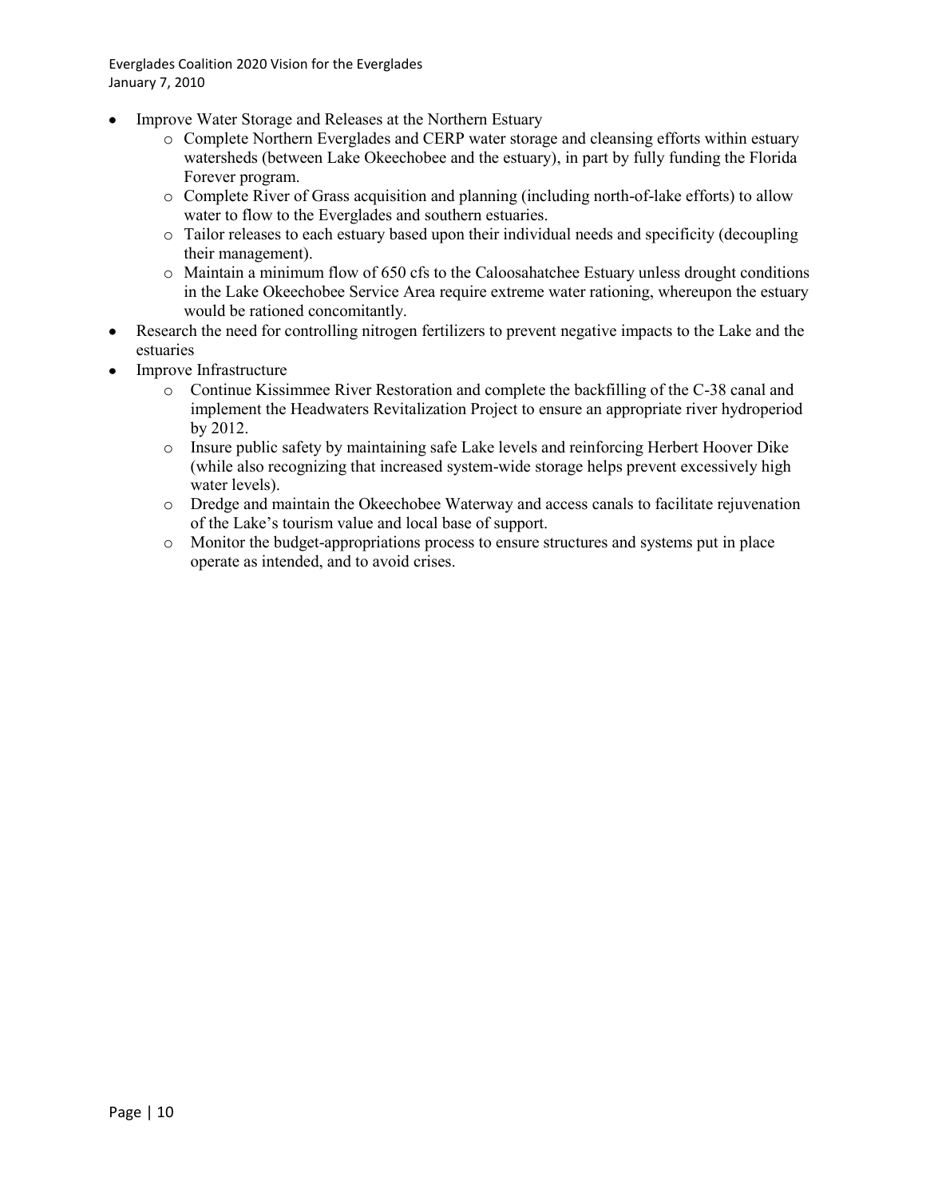- Improve Water Storage and Releases at the Northern Estuary
  - Complete Northern Everglades and CERP water storage and cleansing efforts within estuary watersheds (between Lake Okeechobee and the estuary), in part by fully funding the Florida Forever program.
  - Complete River of Grass acquisition and planning (including north-of-lake efforts) to allow water to flow to the Everglades and southern estuaries.
  - Tailor releases to each estuary based upon their individual needs and specificity (decoupling their management).
  - Maintain a minimum flow of 650 cfs to the Caloosahatchee Estuary unless drought conditions in the Lake Okeechobee Service Area require extreme water rationing, whereupon the estuary would be rationed concomitantly.
- Research the need for controlling nitrogen fertilizers to prevent negative impacts to the Lake and the estuaries
- Improve Infrastructure
  - Continue Kissimmee River Restoration and complete the backfilling of the C-38 canal and implement the Headwaters Revitalization Project to ensure an appropriate river hydroperiod by 2012.
  - Insure public safety by maintaining safe Lake levels and reinforcing Herbert Hoover Dike (while also recognizing that increased system-wide storage helps prevent excessively high water levels).
  - Dredge and maintain the Okeechobee Waterway and access canals to facilitate rejuvenation of the Lake's tourism value and local base of support.
  - Monitor the budget-appropriations process to ensure structures and systems put in place operate as intended, and to avoid crises.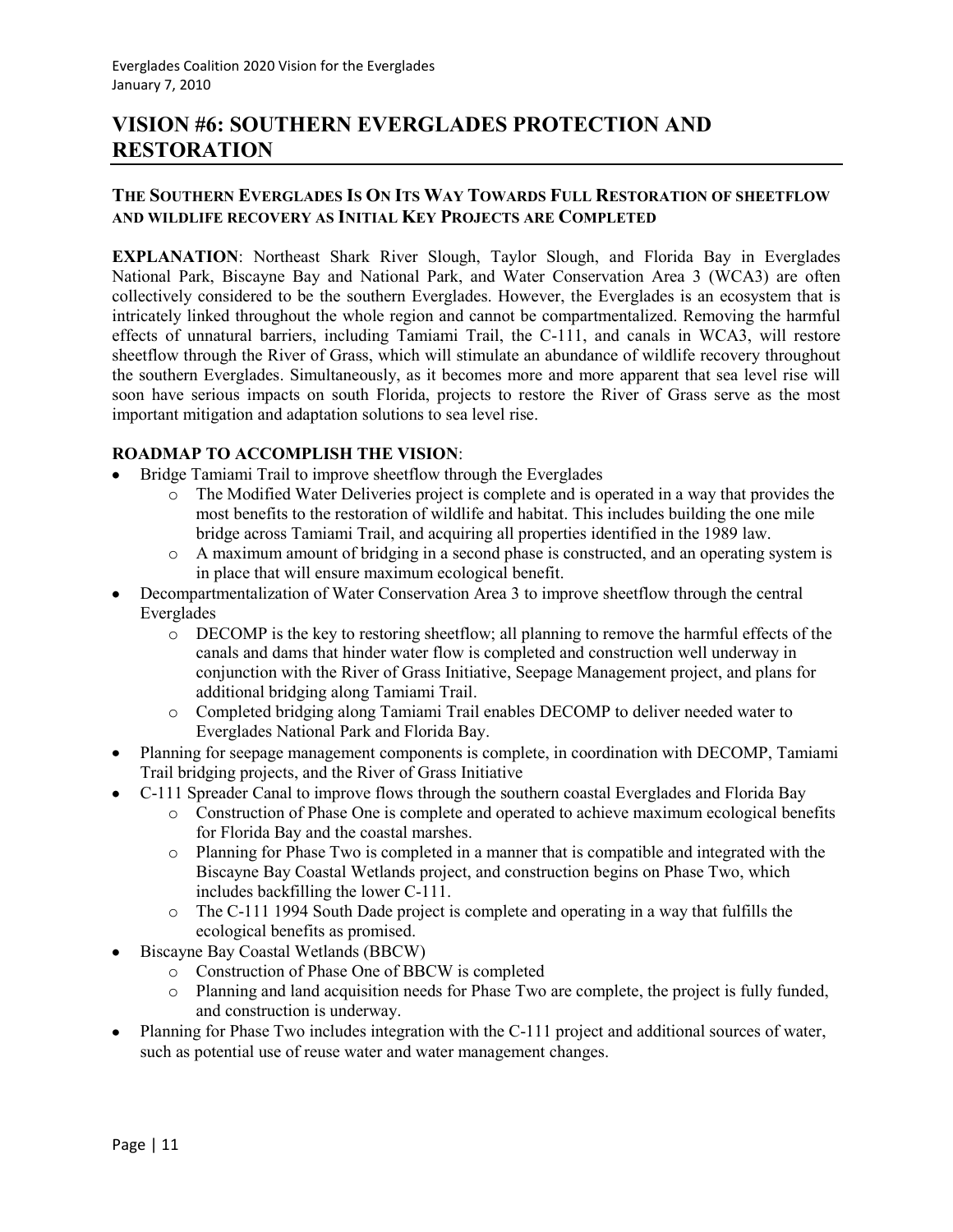# VISION #6: SOUTHERN EVERGLADES PROTECTION AND RESTORATION

### THE SOUTHERN EVERGLADES IS ON ITS WAY TOWARDS FULL RESTORATION OF SHEETFLOW AND WILDLIFE RECOVERY AS INITIAL KEY PROJECTS ARE COMPLETED

**EXPLANATION**: Northeast Shark River Slough, Taylor Slough, and Florida Bay in Everglades National Park, Biscayne Bay and National Park, and Water Conservation Area 3 (WCA3) are often collectively considered to be the southern Everglades. However, the Everglades is an ecosystem that is intricately linked throughout the whole region and cannot be compartmentalized. Removing the harmful effects of unnatural barriers, including Tamiami Trail, the C-111, and canals in WCA3, will restore sheetflow through the River of Grass, which will stimulate an abundance of wildlife recovery throughout the southern Everglades. Simultaneously, as it becomes more and more apparent that sea level rise will soon have serious impacts on south Florida, projects to restore the River of Grass serve as the most important mitigation and adaptation solutions to sea level rise.

**ROADMAP TO ACCOMPLISH THE VISION**:

- Bridge Tamiami Trail to improve sheetflow through the Everglades
  - The Modified Water Deliveries project is complete and is operated in a way that provides the most benefits to the restoration of wildlife and habitat. This includes building the one mile bridge across Tamiami Trail, and acquiring all properties identified in the 1989 law.
  - A maximum amount of bridging in a second phase is constructed, and an operating system is in place that will ensure maximum ecological benefit.
- Decompartmentalization of Water Conservation Area 3 to improve sheetflow through the central Everglades
  - DECOMP is the key to restoring sheetflow; all planning to remove the harmful effects of the canals and dams that hinder water flow is completed and construction well underway in conjunction with the River of Grass Initiative, Seepage Management project, and plans for additional bridging along Tamiami Trail.
  - Completed bridging along Tamiami Trail enables DECOMP to deliver needed water to Everglades National Park and Florida Bay.
- Planning for seepage management components is complete, in coordination with DECOMP, Tamiami Trail bridging projects, and the River of Grass Initiative
- C-111 Spreader Canal to improve flows through the southern coastal Everglades and Florida Bay
  - Construction of Phase One is complete and operated to achieve maximum ecological benefits for Florida Bay and the coastal marshes.
  - Planning for Phase Two is completed in a manner that is compatible and integrated with the Biscayne Bay Coastal Wetlands project, and construction begins on Phase Two, which includes backfilling the lower C-111.
  - The C-111 1994 South Dade project is complete and operating in a way that fulfills the ecological benefits as promised.
- Biscayne Bay Coastal Wetlands (BBCW)
  - Construction of Phase One of BBCW is completed
  - Planning and land acquisition needs for Phase Two are complete, the project is fully funded, and construction is underway.
- Planning for Phase Two includes integration with the C-111 project and additional sources of water, such as potential use of reuse water and water management changes.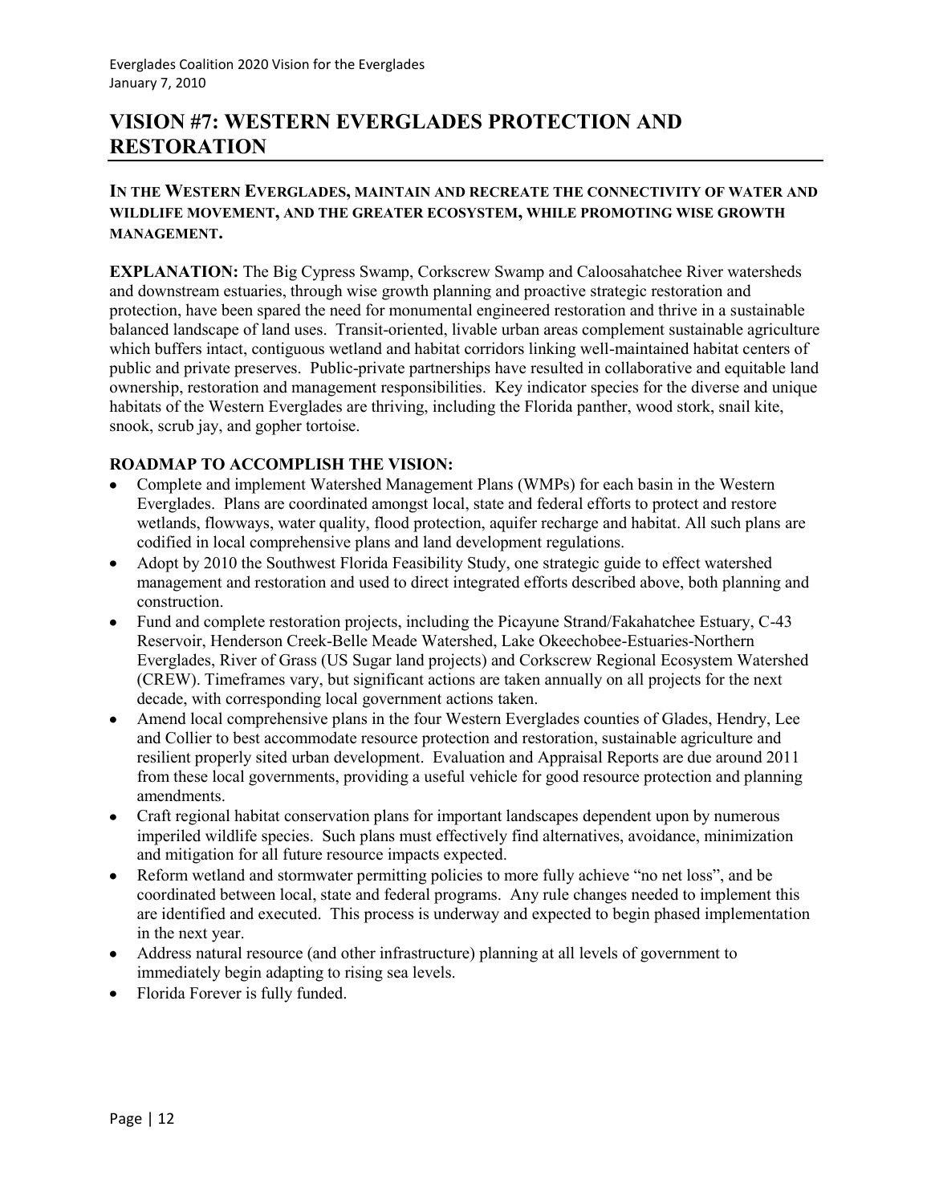# VISION #7: WESTERN EVERGLADES PROTECTION AND RESTORATION

**IN THE WESTERN EVERGLADES, MAINTAIN AND RECREATE THE CONNECTIVITY OF WATER AND WILDLIFE MOVEMENT, AND THE GREATER ECOSYSTEM, WHILE PROMOTING WISE GROWTH MANAGEMENT.**

**EXPLANATION:** The Big Cypress Swamp, Corkscrew Swamp and Caloosahatchee River watersheds and downstream estuaries, through wise growth planning and proactive strategic restoration and protection, have been spared the need for monumental engineered restoration and thrive in a sustainable balanced landscape of land uses. Transit-oriented, livable urban areas complement sustainable agriculture which buffers intact, contiguous wetland and habitat corridors linking well-maintained habitat centers of public and private preserves. Public-private partnerships have resulted in collaborative and equitable land ownership, restoration and management responsibilities. Key indicator species for the diverse and unique habitats of the Western Everglades are thriving, including the Florida panther, wood stork, snail kite, snook, scrub jay, and gopher tortoise.

**ROADMAP TO ACCOMPLISH THE VISION:**

- Complete and implement Watershed Management Plans (WMPs) for each basin in the Western Everglades. Plans are coordinated amongst local, state and federal efforts to protect and restore wetlands, flowways, water quality, flood protection, aquifer recharge and habitat. All such plans are codified in local comprehensive plans and land development regulations.
- Adopt by 2010 the Southwest Florida Feasibility Study, one strategic guide to effect watershed management and restoration and used to direct integrated efforts described above, both planning and construction.
- Fund and complete restoration projects, including the Picayune Strand/Fakahatchee Estuary, C-43 Reservoir, Henderson Creek-Belle Meade Watershed, Lake Okeechobee-Estuaries-Northern Everglades, River of Grass (US Sugar land projects) and Corkscrew Regional Ecosystem Watershed (CREW). Timeframes vary, but significant actions are taken annually on all projects for the next decade, with corresponding local government actions taken.
- Amend local comprehensive plans in the four Western Everglades counties of Glades, Hendry, Lee and Collier to best accommodate resource protection and restoration, sustainable agriculture and resilient properly sited urban development. Evaluation and Appraisal Reports are due around 2011 from these local governments, providing a useful vehicle for good resource protection and planning amendments.
- Craft regional habitat conservation plans for important landscapes dependent upon by numerous imperiled wildlife species. Such plans must effectively find alternatives, avoidance, minimization and mitigation for all future resource impacts expected.
- Reform wetland and stormwater permitting policies to more fully achieve "no net loss", and be coordinated between local, state and federal programs. Any rule changes needed to implement this are identified and executed. This process is underway and expected to begin phased implementation in the next year.
- Address natural resource (and other infrastructure) planning at all levels of government to immediately begin adapting to rising sea levels.
- Florida Forever is fully funded.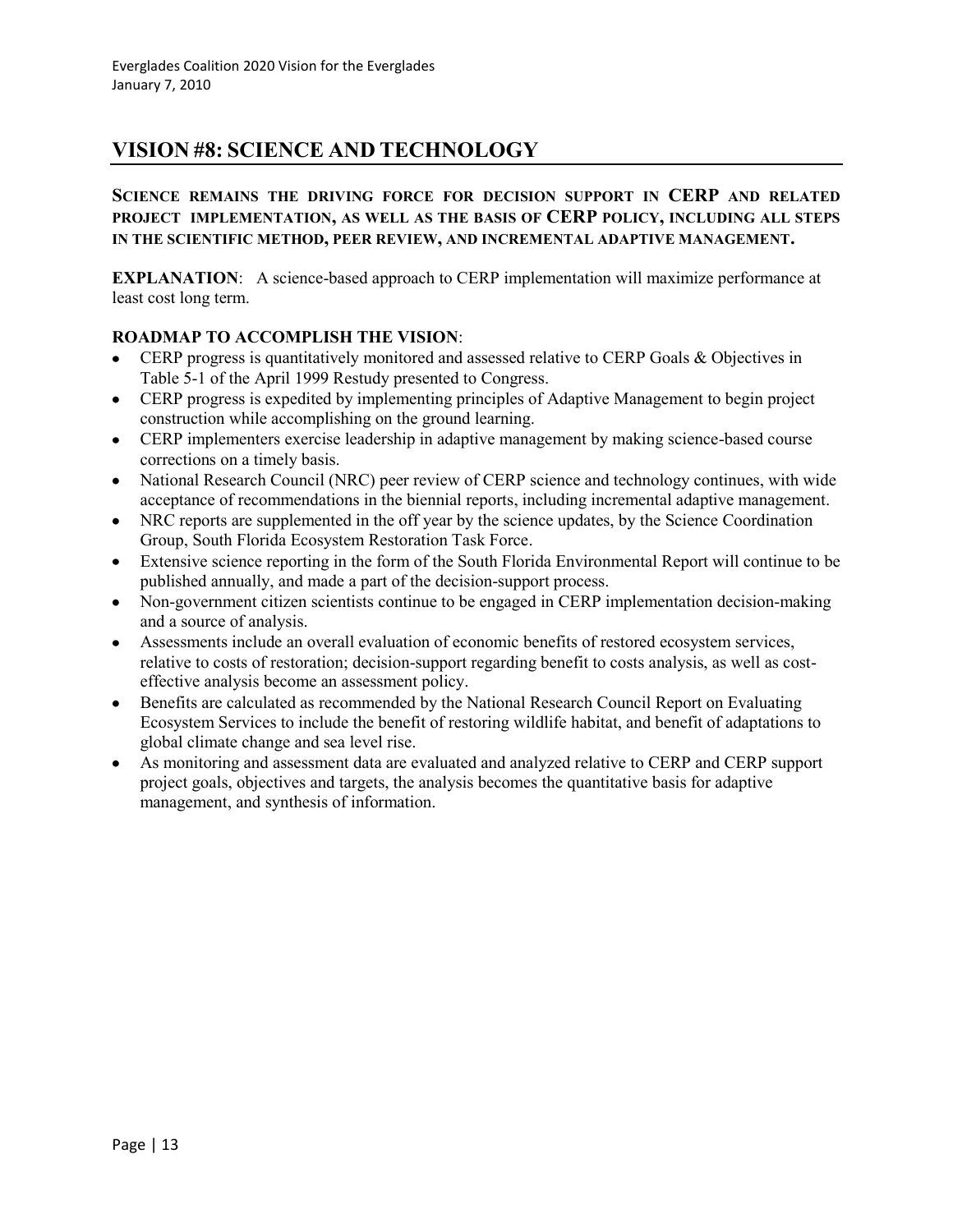## VISION #8: SCIENCE AND TECHNOLOGY

**SCIENCE REMAINS THE DRIVING FORCE FOR DECISION SUPPORT IN CERP AND RELATED PROJECT IMPLEMENTATION, AS WELL AS THE BASIS OF CERP POLICY, INCLUDING ALL STEPS IN THE SCIENTIFIC METHOD, PEER REVIEW, AND INCREMENTAL ADAPTIVE MANAGEMENT.**

**EXPLANATION**: A science-based approach to CERP implementation will maximize performance at least cost long term.

**ROADMAP TO ACCOMPLISH THE VISION**:

- CERP progress is quantitatively monitored and assessed relative to CERP Goals & Objectives in Table 5-1 of the April 1999 Restudy presented to Congress.
- CERP progress is expedited by implementing principles of Adaptive Management to begin project construction while accomplishing on the ground learning.
- CERP implementers exercise leadership in adaptive management by making science-based course corrections on a timely basis.
- National Research Council (NRC) peer review of CERP science and technology continues, with wide acceptance of recommendations in the biennial reports, including incremental adaptive management.
- NRC reports are supplemented in the off year by the science updates, by the Science Coordination Group, South Florida Ecosystem Restoration Task Force.
- Extensive science reporting in the form of the South Florida Environmental Report will continue to be published annually, and made a part of the decision-support process.
- Non-government citizen scientists continue to be engaged in CERP implementation decision-making and a source of analysis.
- Assessments include an overall evaluation of economic benefits of restored ecosystem services, relative to costs of restoration; decision-support regarding benefit to costs analysis, as well as cost-effective analysis become an assessment policy.
- Benefits are calculated as recommended by the National Research Council Report on Evaluating Ecosystem Services to include the benefit of restoring wildlife habitat, and benefit of adaptations to global climate change and sea level rise.
- As monitoring and assessment data are evaluated and analyzed relative to CERP and CERP support project goals, objectives and targets, the analysis becomes the quantitative basis for adaptive management, and synthesis of information.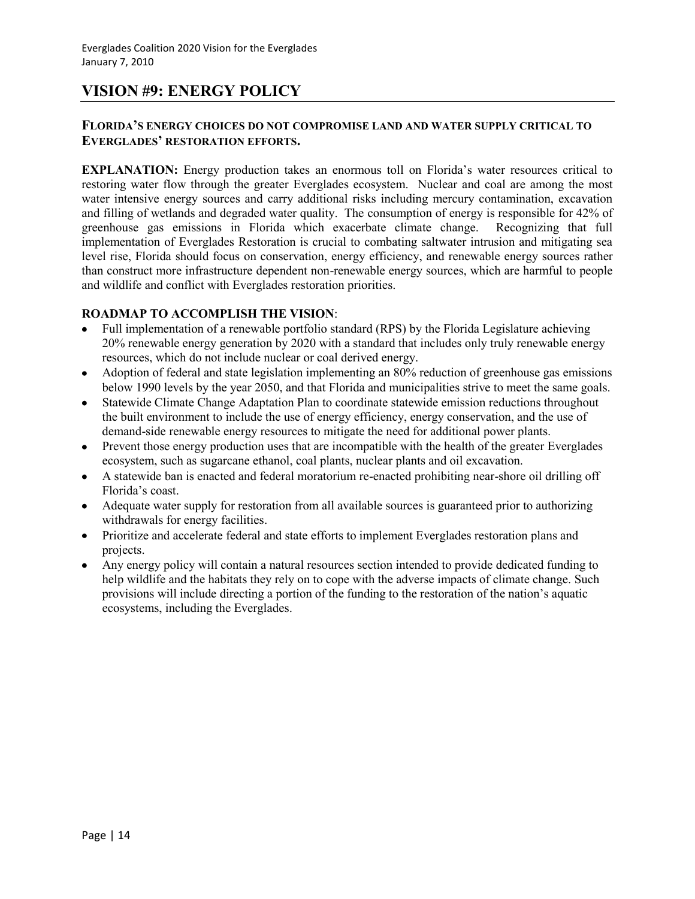## VISION #9: ENERGY POLICY

### FLORIDA'S ENERGY CHOICES DO NOT COMPROMISE LAND AND WATER SUPPLY CRITICAL TO EVERGLADES' RESTORATION EFFORTS.

**EXPLANATION:** Energy production takes an enormous toll on Florida's water resources critical to restoring water flow through the greater Everglades ecosystem. Nuclear and coal are among the most water intensive energy sources and carry additional risks including mercury contamination, excavation and filling of wetlands and degraded water quality. The consumption of energy is responsible for 42% of greenhouse gas emissions in Florida which exacerbate climate change. Recognizing that full implementation of Everglades Restoration is crucial to combating saltwater intrusion and mitigating sea level rise, Florida should focus on conservation, energy efficiency, and renewable energy sources rather than construct more infrastructure dependent non-renewable energy sources, which are harmful to people and wildlife and conflict with Everglades restoration priorities.

**ROADMAP TO ACCOMPLISH THE VISION**:

- Full implementation of a renewable portfolio standard (RPS) by the Florida Legislature achieving 20% renewable energy generation by 2020 with a standard that includes only truly renewable energy resources, which do not include nuclear or coal derived energy.
- Adoption of federal and state legislation implementing an 80% reduction of greenhouse gas emissions below 1990 levels by the year 2050, and that Florida and municipalities strive to meet the same goals.
- Statewide Climate Change Adaptation Plan to coordinate statewide emission reductions throughout the built environment to include the use of energy efficiency, energy conservation, and the use of demand-side renewable energy resources to mitigate the need for additional power plants.
- Prevent those energy production uses that are incompatible with the health of the greater Everglades ecosystem, such as sugarcane ethanol, coal plants, nuclear plants and oil excavation.
- A statewide ban is enacted and federal moratorium re-enacted prohibiting near-shore oil drilling off Florida's coast.
- Adequate water supply for restoration from all available sources is guaranteed prior to authorizing withdrawals for energy facilities.
- Prioritize and accelerate federal and state efforts to implement Everglades restoration plans and projects.
- Any energy policy will contain a natural resources section intended to provide dedicated funding to help wildlife and the habitats they rely on to cope with the adverse impacts of climate change. Such provisions will include directing a portion of the funding to the restoration of the nation's aquatic ecosystems, including the Everglades.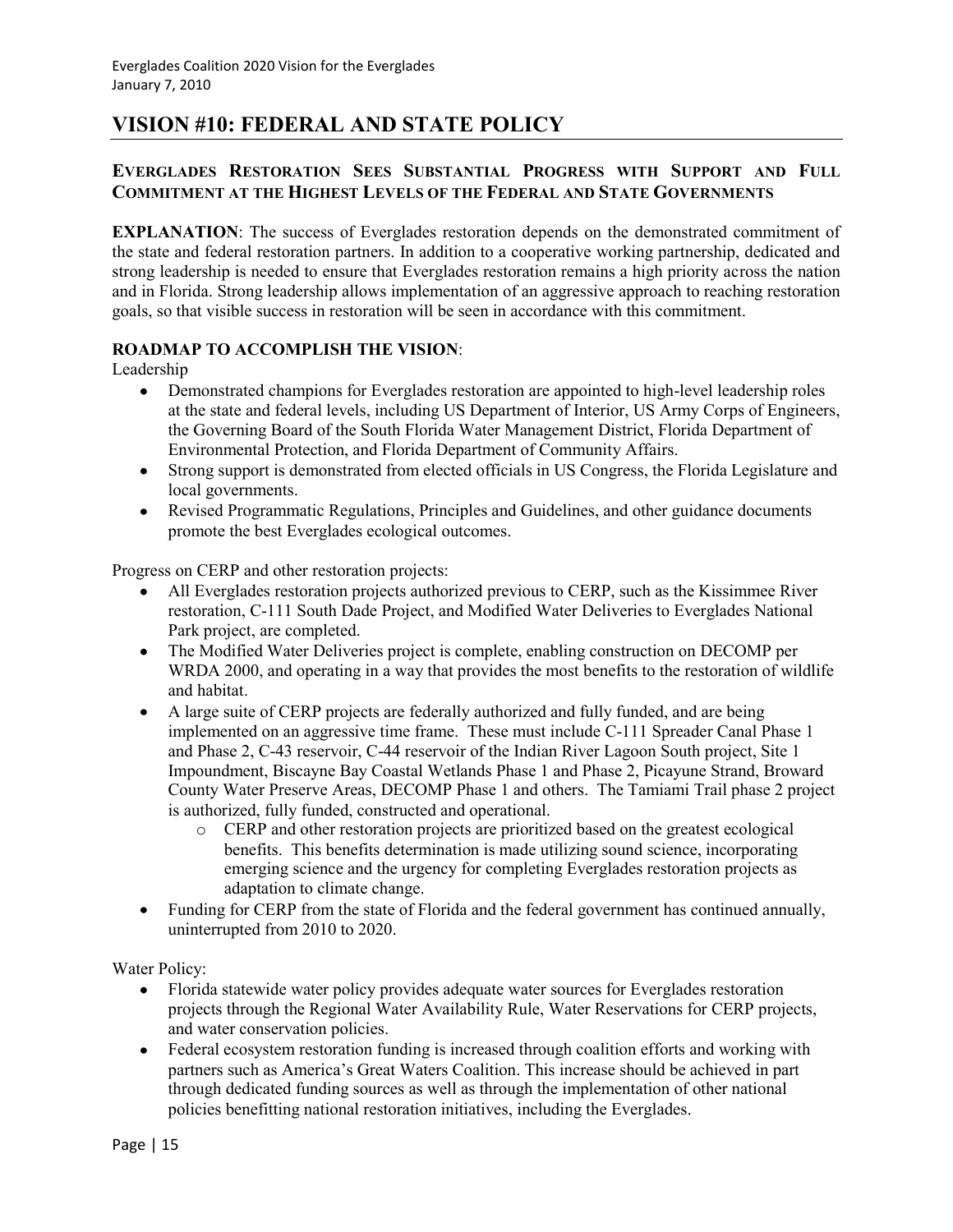# VISION #10: FEDERAL AND STATE POLICY

## EVERGLADES RESTORATION SEES SUBSTANTIAL PROGRESS WITH SUPPORT AND FULL COMMITMENT AT THE HIGHEST LEVELS OF THE FEDERAL AND STATE GOVERNMENTS

**EXPLANATION**: The success of Everglades restoration depends on the demonstrated commitment of the state and federal restoration partners. In addition to a cooperative working partnership, dedicated and strong leadership is needed to ensure that Everglades restoration remains a high priority across the nation and in Florida. Strong leadership allows implementation of an aggressive approach to reaching restoration goals, so that visible success in restoration will be seen in accordance with this commitment.

**ROADMAP TO ACCOMPLISH THE VISION**:

Leadership

- Demonstrated champions for Everglades restoration are appointed to high-level leadership roles at the state and federal levels, including US Department of Interior, US Army Corps of Engineers, the Governing Board of the South Florida Water Management District, Florida Department of Environmental Protection, and Florida Department of Community Affairs.
- Strong support is demonstrated from elected officials in US Congress, the Florida Legislature and local governments.
- Revised Programmatic Regulations, Principles and Guidelines, and other guidance documents promote the best Everglades ecological outcomes.

Progress on CERP and other restoration projects:

- All Everglades restoration projects authorized previous to CERP, such as the Kissimmee River restoration, C-111 South Dade Project, and Modified Water Deliveries to Everglades National Park project, are completed.
- The Modified Water Deliveries project is complete, enabling construction on DECOMP per WRDA 2000, and operating in a way that provides the most benefits to the restoration of wildlife and habitat.
- A large suite of CERP projects are federally authorized and fully funded, and are being implemented on an aggressive time frame. These must include C-111 Spreader Canal Phase 1 and Phase 2, C-43 reservoir, C-44 reservoir of the Indian River Lagoon South project, Site 1 Impoundment, Biscayne Bay Coastal Wetlands Phase 1 and Phase 2, Picayune Strand, Broward County Water Preserve Areas, DECOMP Phase 1 and others. The Tamiami Trail phase 2 project is authorized, fully funded, constructed and operational.
    - CERP and other restoration projects are prioritized based on the greatest ecological benefits. This benefits determination is made utilizing sound science, incorporating emerging science and the urgency for completing Everglades restoration projects as adaptation to climate change.
- Funding for CERP from the state of Florida and the federal government has continued annually, uninterrupted from 2010 to 2020.

Water Policy:

- Florida statewide water policy provides adequate water sources for Everglades restoration projects through the Regional Water Availability Rule, Water Reservations for CERP projects, and water conservation policies.
- Federal ecosystem restoration funding is increased through coalition efforts and working with partners such as America's Great Waters Coalition. This increase should be achieved in part through dedicated funding sources as well as through the implementation of other national policies benefitting national restoration initiatives, including the Everglades.